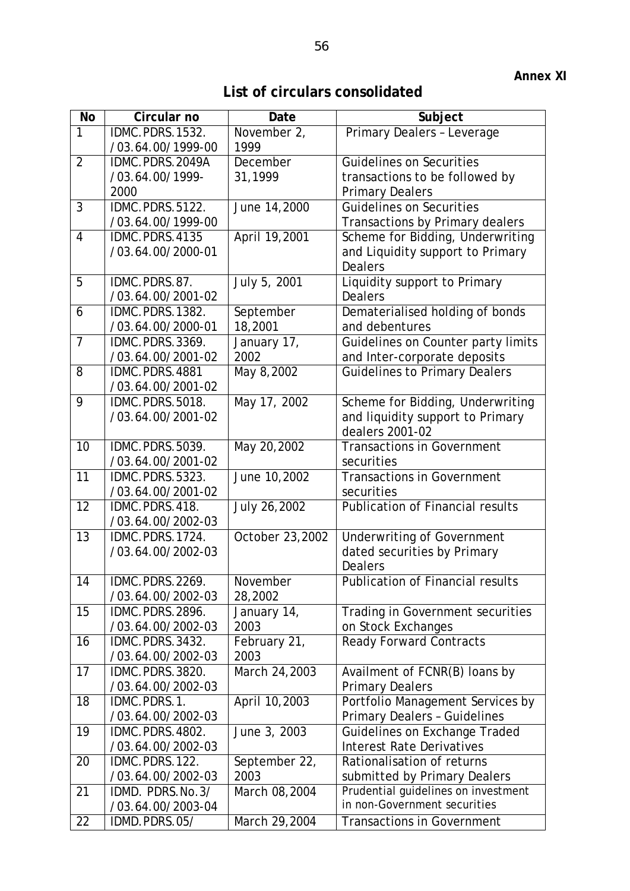**Annex XI**

## List of circulars consolidated

| No | Circular no | Date | Subject |
|---|---|---|---|
| 1 | IDMC.PDRS.1532. /03.64.00/1999-00 | November 2, 1999 | Primary Dealers – Leverage |
| 2 | IDMC.PDRS.2049A /03.64.00/1999-2000 | December 31,1999 | Guidelines on Securities transactions to be followed by Primary Dealers |
| 3 | IDMC.PDRS.5122. /03.64.00/1999-00 | June 14,2000 | Guidelines on Securities Transactions by Primary dealers |
| 4 | IDMC.PDRS.4135 /03.64.00/2000-01 | April 19,2001 | Scheme for Bidding, Underwriting and Liquidity support to Primary Dealers |
| 5 | IDMC.PDRS.87. /03.64.00/2001-02 | July 5, 2001 | Liquidity support to Primary Dealers |
| 6 | IDMC.PDRS.1382. /03.64.00/2000-01 | September 18,2001 | Dematerialised holding of bonds and debentures |
| 7 | IDMC.PDRS.3369. /03.64.00/2001-02 | January 17, 2002 | Guidelines on Counter party limits and Inter-corporate deposits |
| 8 | IDMC.PDRS.4881 /03.64.00/2001-02 | May 8,2002 | Guidelines to Primary Dealers |
| 9 | IDMC.PDRS.5018. /03.64.00/2001-02 | May 17, 2002 | Scheme for Bidding, Underwriting and liquidity support to Primary dealers 2001-02 |
| 10 | IDMC.PDRS.5039. /03.64.00/2001-02 | May 20,2002 | Transactions in Government securities |
| 11 | IDMC.PDRS.5323. /03.64.00/2001-02 | June 10,2002 | Transactions in Government securities |
| 12 | IDMC.PDRS.418. /03.64.00/2002-03 | July 26,2002 | Publication of Financial results |
| 13 | IDMC.PDRS.1724. /03.64.00/2002-03 | October 23,2002 | Underwriting of Government dated securities by Primary Dealers |
| 14 | IDMC.PDRS.2269. /03.64.00/2002-03 | November 28,2002 | Publication of Financial results |
| 15 | IDMC.PDRS.2896. /03.64.00/2002-03 | January 14, 2003 | Trading in Government securities on Stock Exchanges |
| 16 | IDMC.PDRS.3432. /03.64.00/2002-03 | February 21, 2003 | Ready Forward Contracts |
| 17 | IDMC.PDRS.3820. /03.64.00/2002-03 | March 24,2003 | Availment of FCNR(B) loans by Primary Dealers |
| 18 | IDMC.PDRS.1. /03.64.00/2002-03 | April 10,2003 | Portfolio Management Services by Primary Dealers – Guidelines |
| 19 | IDMC.PDRS.4802. /03.64.00/2002-03 | June 3, 2003 | Guidelines on Exchange Traded Interest Rate Derivatives |
| 20 | IDMC.PDRS.122. /03.64.00/2002-03 | September 22, 2003 | Rationalisation of returns submitted by Primary Dealers |
| 21 | IDMD. PDRS.No.3/ /03.64.00/2003-04 | March 08,2004 | Prudential guidelines on investment in non-Government securities |
| 22 | IDMD.PDRS.05/ | March 29,2004 | Transactions in Government |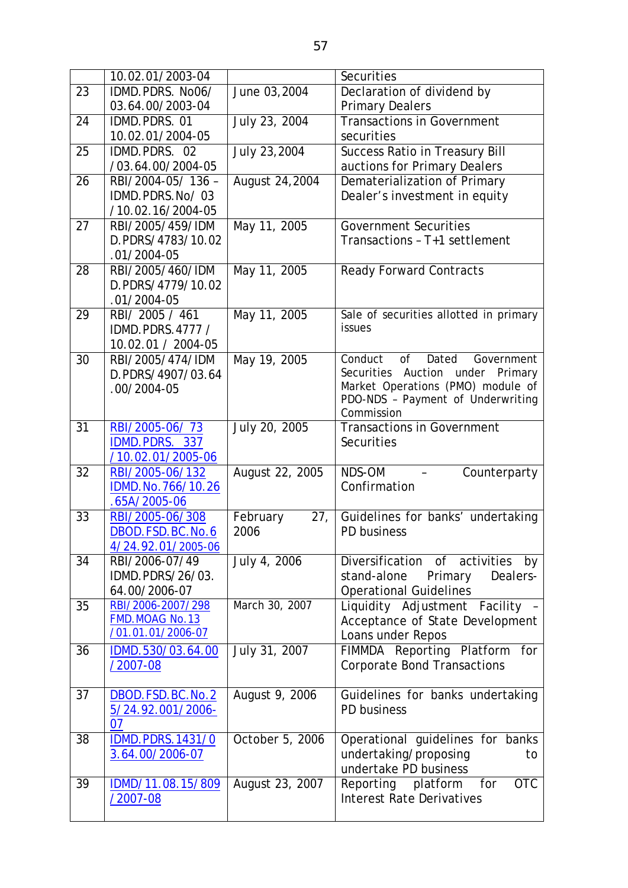| | | | |
|---|---|---|---|
| | 10.02.01/2003-04 | | Securities |
| 23 | IDMD.PDRS. No06/ 03.64.00/2003-04 | June 03,2004 | Declaration of dividend by Primary Dealers |
| 24 | IDMD.PDRS. 01 10.02.01/2004-05 | July 23, 2004 | Transactions in Government securities |
| 25 | IDMD.PDRS. 02 /03.64.00/2004-05 | July 23,2004 | Success Ratio in Treasury Bill auctions for Primary Dealers |
| 26 | RBI/2004-05/ 136 – IDMD.PDRS.No/ 03 /10.02.16/2004-05 | August 24,2004 | Dematerialization of Primary Dealer's investment in equity |
| 27 | RBI/2005/459/IDMD.PDRS/4783/10.02.01/2004-05 | May 11, 2005 | Government Securities Transactions – T+1 settlement |
| 28 | RBI/2005/460/IDMD.PDRS/4779/10.02.01/2004-05 | May 11, 2005 | Ready Forward Contracts |
| 29 | RBI/ 2005 / 461 IDMD.PDRS.4777 / 10.02.01 / 2004-05 | May 11, 2005 | Sale of securities allotted in primary issues |
| 30 | RBI/2005/474/IDMD.PDRS/4907/03.64.00/2004-05 | May 19, 2005 | Conduct of Dated Government Securities Auction under Primary Market Operations (PMO) module of PDO-NDS – Payment of Underwriting Commission |
| 31 | RBI/2005-06/ 73 IDMD.PDRS. 337 /10.02.01/2005-06 | July 20, 2005 | Transactions in Government Securities |
| 32 | RBI/2005-06/132 IDMD.No.766/10.26.65A/2005-06 | August 22, 2005 | NDS-OM – Counterparty Confirmation |
| 33 | RBI/2005-06/308 DBOD.FSD.BC.No.64/24.92.01/2005-06 | February 27, 2006 | Guidelines for banks' undertaking PD business |
| 34 | RBI/2006-07/49 IDMD.PDRS/26/03.64.00/2006-07 | July 4, 2006 | Diversification of activities by stand-alone Primary Dealers-Operational Guidelines |
| 35 | RBI/2006-2007/298 FMD.MOAG No.13 /01.01.01/2006-07 | March 30, 2007 | Liquidity Adjustment Facility – Acceptance of State Development Loans under Repos |
| 36 | IDMD.530/03.64.00 /2007-08 | July 31, 2007 | FIMMDA Reporting Platform for Corporate Bond Transactions |
| 37 | DBOD.FSD.BC.No.25/24.92.001/2006-07 | August 9, 2006 | Guidelines for banks undertaking PD business |
| 38 | IDMD.PDRS.1431/03.64.00/2006-07 | October 5, 2006 | Operational guidelines for banks undertaking/proposing to undertake PD business |
| 39 | IDMD/11.08.15/809 /2007-08 | August 23, 2007 | Reporting platform for OTC Interest Rate Derivatives |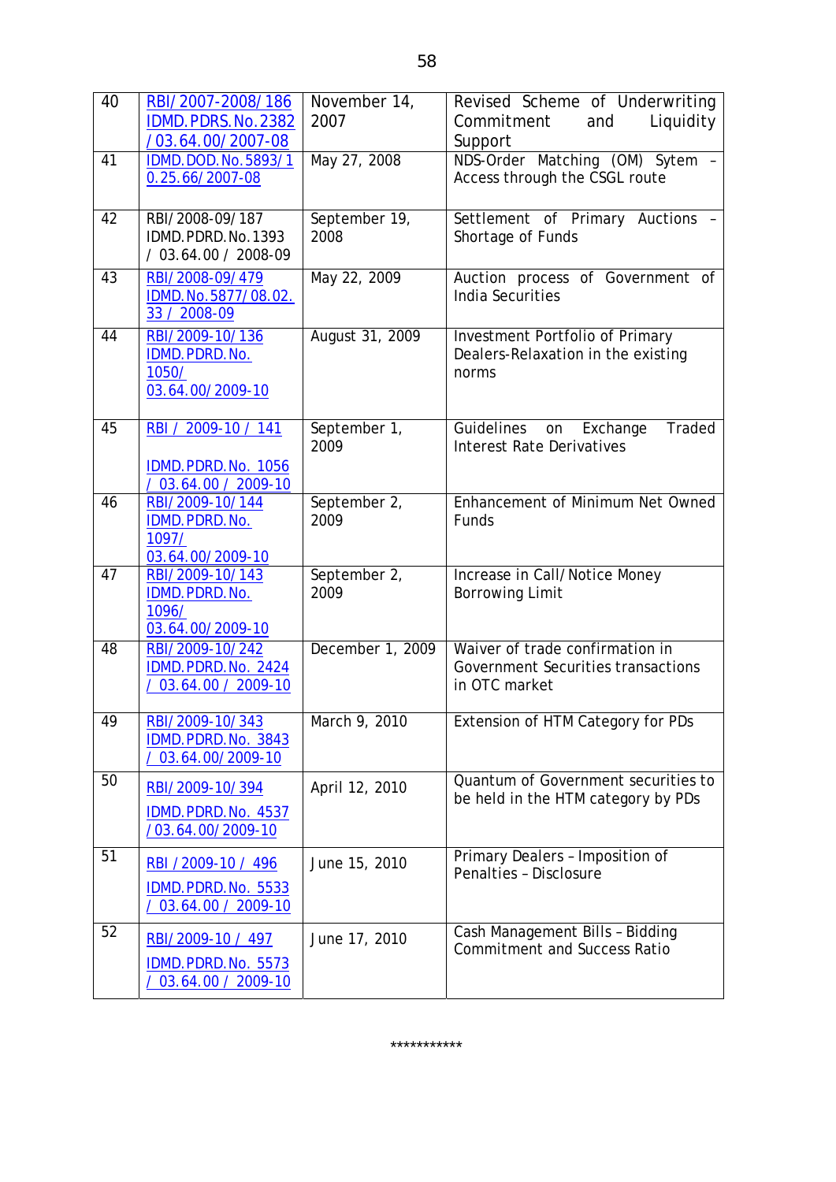| | | | |
|---|---|---|---|
| 40 | RBI/2007-2008/186 IDMD.PDRS.No.2382 /03.64.00/2007-08 | November 14, 2007 | Revised Scheme of Underwriting Commitment and Liquidity Support |
| 41 | IDMD.DOD.No.5893/10.25.66/2007-08 | May 27, 2008 | NDS-Order Matching (OM) Sytem – Access through the CSGL route |
| 42 | RBI/2008-09/187 IDMD.PDRD.No.1393 / 03.64.00 / 2008-09 | September 19, 2008 | Settlement of Primary Auctions – Shortage of Funds |
| 43 | RBI/2008-09/479 IDMD.No.5877/08.02.33 / 2008-09 | May 22, 2009 | Auction process of Government of India Securities |
| 44 | RBI/2009-10/136 IDMD.PDRD.No. 1050/ 03.64.00/2009-10 | August 31, 2009 | Investment Portfolio of Primary Dealers-Relaxation in the existing norms |
| 45 | RBI / 2009-10 / 141 IDMD.PDRD.No. 1056 / 03.64.00 / 2009-10 | September 1, 2009 | Guidelines on Exchange Traded Interest Rate Derivatives |
| 46 | RBI/2009-10/144 IDMD.PDRD.No. 1097/ 03.64.00/2009-10 | September 2, 2009 | Enhancement of Minimum Net Owned Funds |
| 47 | RBI/2009-10/143 IDMD.PDRD.No. 1096/ 03.64.00/2009-10 | September 2, 2009 | Increase in Call/Notice Money Borrowing Limit |
| 48 | RBI/2009-10/242 IDMD.PDRD.No. 2424 / 03.64.00 / 2009-10 | December 1, 2009 | Waiver of trade confirmation in Government Securities transactions in OTC market |
| 49 | RBI/2009-10/343 IDMD.PDRD.No. 3843 / 03.64.00/2009-10 | March 9, 2010 | Extension of HTM Category for PDs |
| 50 | RBI/2009-10/394 IDMD.PDRD.No. 4537 /03.64.00/2009-10 | April 12, 2010 | Quantum of Government securities to be held in the HTM category by PDs |
| 51 | RBI /2009-10 / 496 IDMD.PDRD.No. 5533 / 03.64.00 / 2009-10 | June 15, 2010 | Primary Dealers – Imposition of Penalties – Disclosure |
| 52 | RBI/2009-10 / 497 IDMD.PDRD.No. 5573 / 03.64.00 / 2009-10 | June 17, 2010 | Cash Management Bills – Bidding Commitment and Success Ratio |

***********